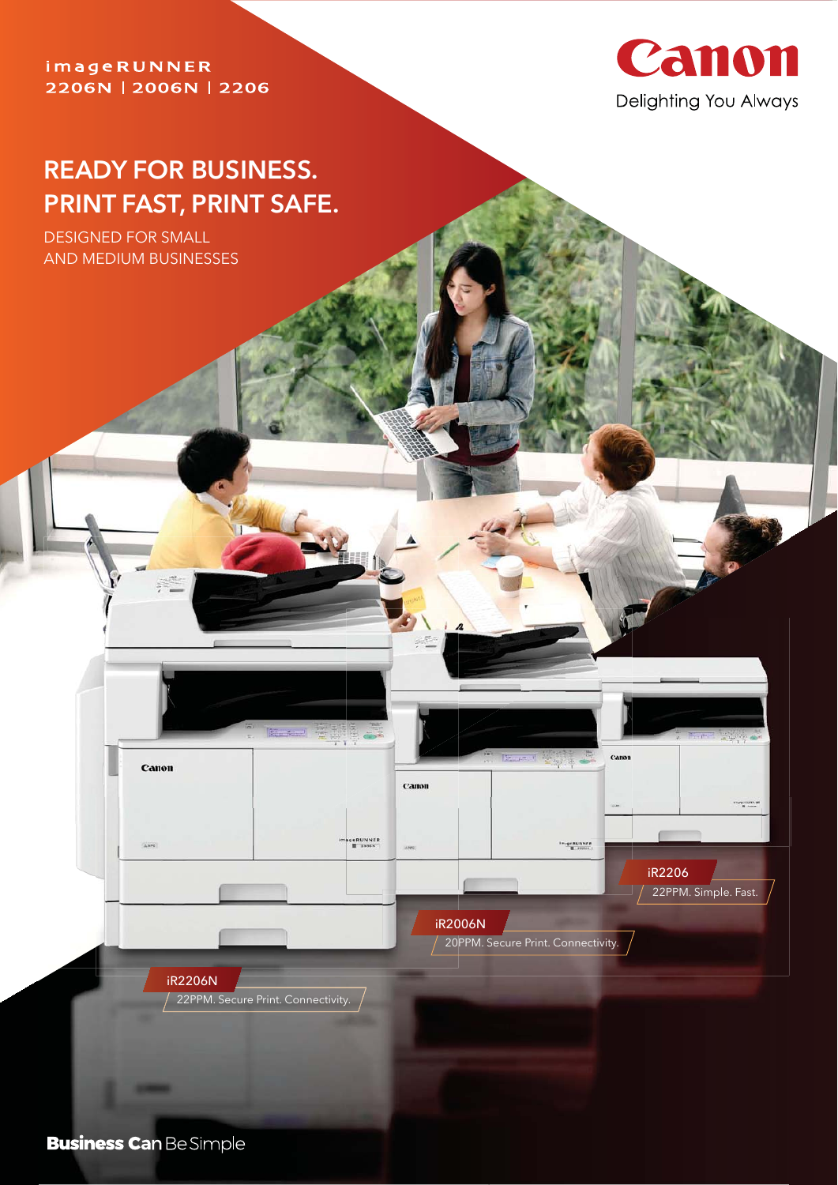imageRUNNER
2206N | 2006N | 2206

Canon
Delighting You Always

# READY FOR BUSINESS. PRINT FAST, PRINT SAFE.

DESIGNED FOR SMALL AND MEDIUM BUSINESSES

**iR2206**
22PPM. Simple. Fast.

**iR2006N**
20PPM. Secure Print. Connectivity.

**iR2206N**
22PPM. Secure Print. Connectivity.

**Business Can** Be Simple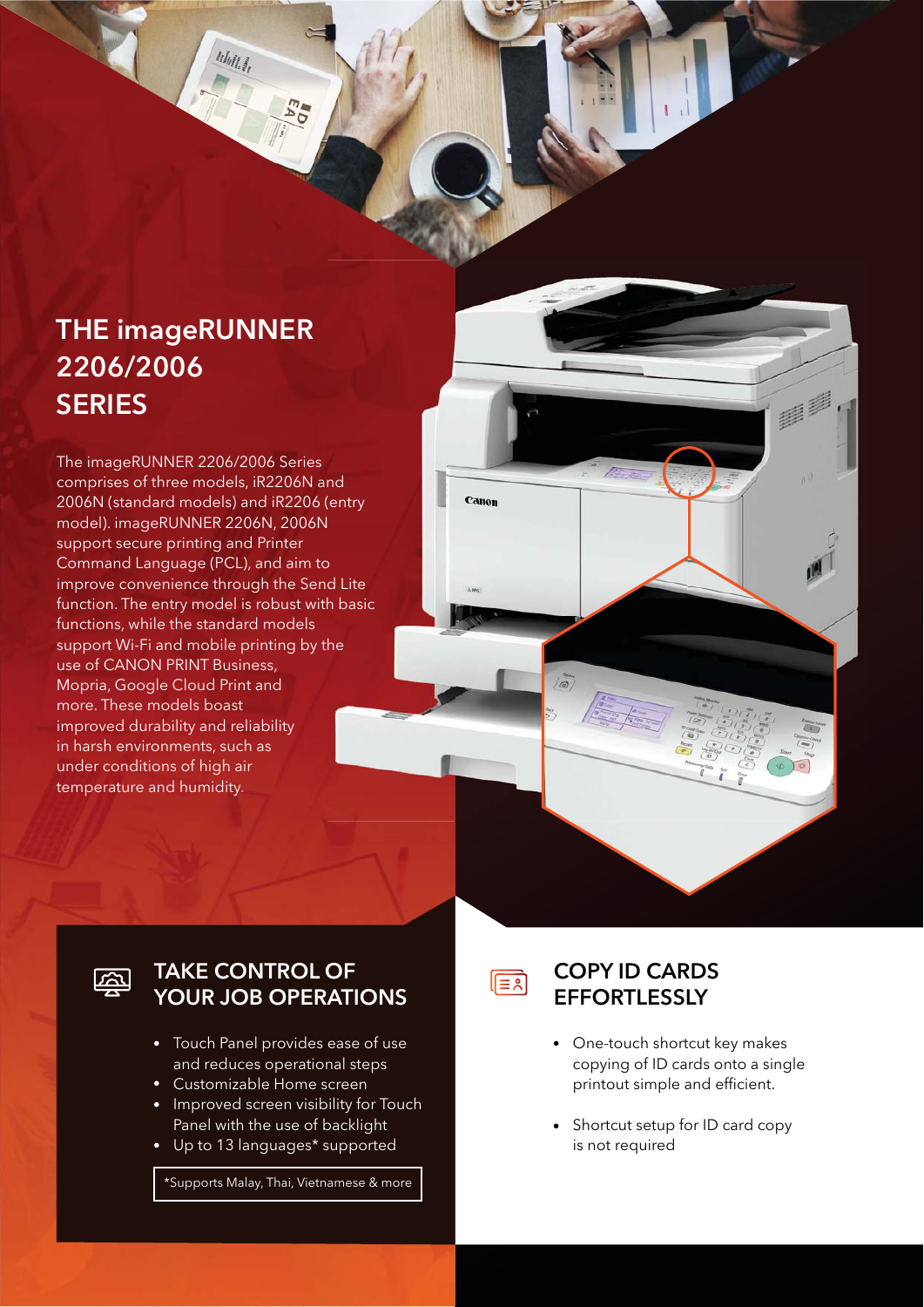# THE imageRUNNER 2206/2006 SERIES

The imageRUNNER 2206/2006 Series comprises of three models, iR2206N and 2006N (standard models) and iR2206 (entry model). imageRUNNER 2206N, 2006N support secure printing and Printer Command Language (PCL), and aim to improve convenience through the Send Lite function. The entry model is robust with basic functions, while the standard models support Wi-Fi and mobile printing by the use of CANON PRINT Business, Mopria, Google Cloud Print and more. These models boast improved durability and reliability in harsh environments, such as under conditions of high air temperature and humidity.

## TAKE CONTROL OF YOUR JOB OPERATIONS

- Touch Panel provides ease of use and reduces operational steps
- Customizable Home screen
- Improved screen visibility for Touch Panel with the use of backlight
- Up to 13 languages* supported

*Supports Malay, Thai, Vietnamese & more

## COPY ID CARDS EFFORTLESSLY

- One-touch shortcut key makes copying of ID cards onto a single printout simple and efficient.
- Shortcut setup for ID card copy is not required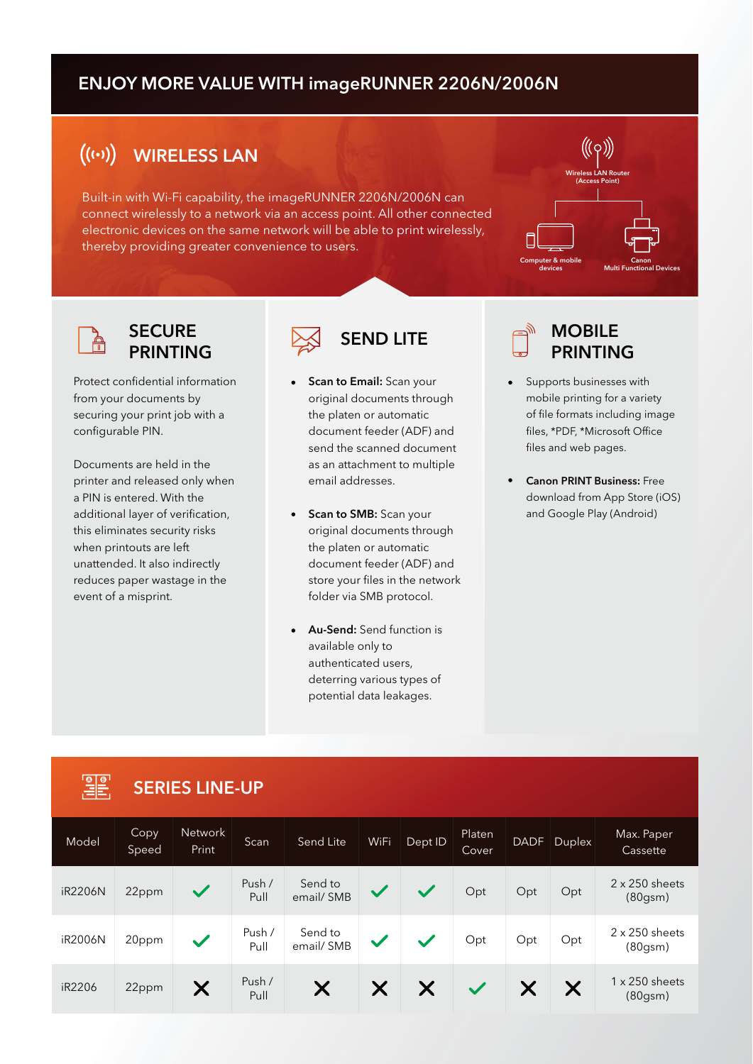# ENJOY MORE VALUE WITH imageRUNNER 2206N/2006N

## WIRELESS LAN

Built-in with Wi-Fi capability, the imageRUNNER 2206N/2006N can connect wirelessly to a network via an access point. All other connected electronic devices on the same network will be able to print wirelessly, thereby providing greater convenience to users.

Wireless LAN Router (Access Point)

Computer & mobile devices

Canon Multi Functional Devices

## SECURE PRINTING

Protect confidential information from your documents by securing your print job with a configurable PIN.

Documents are held in the printer and released only when a PIN is entered. With the additional layer of verification, this eliminates security risks when printouts are left unattended. It also indirectly reduces paper wastage in the event of a misprint.

## SEND LITE

- **Scan to Email:** Scan your original documents through the platen or automatic document feeder (ADF) and send the scanned document as an attachment to multiple email addresses.
- **Scan to SMB:** Scan your original documents through the platen or automatic document feeder (ADF) and store your files in the network folder via SMB protocol.
- **Au-Send:** Send function is available only to authenticated users, deterring various types of potential data leakages.

## MOBILE PRINTING

- Supports businesses with mobile printing for a variety of file formats including image files, *PDF, *Microsoft Office files and web pages.
- **Canon PRINT Business:** Free download from App Store (iOS) and Google Play (Android)

## SERIES LINE-UP

| Model | Copy Speed | Network Print | Scan | Send Lite | WiFi | Dept ID | Platen Cover | DADF | Duplex | Max. Paper Cassette |
|---|---|---|---|---|---|---|---|---|---|---|
| iR2206N | 22ppm | ✓ | Push / Pull | Send to email/ SMB | ✓ | ✓ | Opt | Opt | Opt | 2 x 250 sheets (80gsm) |
| iR2006N | 20ppm | ✓ | Push / Pull | Send to email/ SMB | ✓ | ✓ | Opt | Opt | Opt | 2 x 250 sheets (80gsm) |
| iR2206 | 22ppm | ✗ | Push / Pull | ✗ | ✗ | ✗ | ✓ | ✗ | ✗ | 1 x 250 sheets (80gsm) |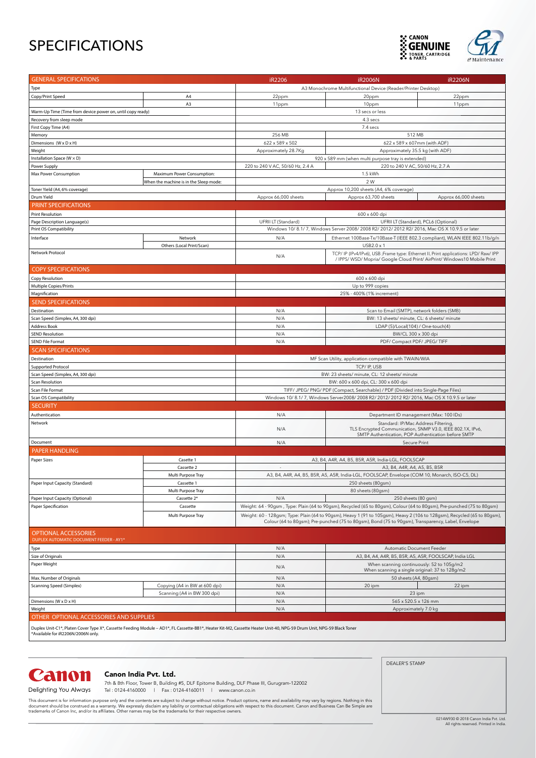# SPECIFICATIONS

| GENERAL SPECIFICATIONS | | iR2206 | iR2006N | iR2206N |
|---|---|---|---|---|
| Type | | A3 Monochrome Multifunctional Device (Reader/Printer Desktop) | | |
| Copy/Print Speed | A4 | 22ppm | 20ppm | 22ppm |
| | A3 | 11ppm | 10ppm | 11ppm |
| Warm-Up Time (Time from device power on, until copy ready) | | 13 secs or less | | |
| Recovery from sleep mode | | 4.3 secs | | |
| First Copy Time (A4) | | 7.4 secs | | |
| Memory | | 256 MB | 512 MB | |
| Dimensions (W x D x H) | | 622 x 589 x 502 | 622 x 589 x 607mm (with ADF) | |
| Weight | | Approximately 28.7Kg | Approximately 35.5 kg (with ADF) | |
| Installation Space (W × D) | | 920 x 589 mm (when multi purpose tray is extended) | | |
| Power Supply | | 220 to 240 V AC, 50/60 Hz, 2.4 A | 220 to 240 V AC, 50/60 Hz, 2.7 A | |
| Max Power Consumption | Maximum Power Consumption: | 1.5 kWh | | |
| | When the machine is in the Sleep mode: | 2 W | | |
| Toner Yield (A4, 6% coverage) | | Approx 10,200 sheets (A4, 6% coverage) | | |
| Drum Yield | | Approx 66,000 sheets | Approx 63,700 sheets | Approx 66,000 sheets |
| **PRINT SPECIFICATIONS** | | | | |
| Print Resolution | | 600 x 600 dpi | | |
| Page Description Language(s) | | UFRII LT (Standard) | UFRII LT (Standard), PCL6 (Optional) | |
| Print OS Compatibility | | Windows 10/ 8.1/ 7, Windows Server 2008/ 2008 R2/ 2012/ 2012 R2/ 2016, Mac OS X 10.9.5 or later | | |
| Interface | Network | N/A | Ethernet 100Base-Tx/10Base-T (IEEE 802.3 compliant), WLAN IEEE 802.11b/g/n | |
| | Others (Local Print/Scan) | USB2.0 x 1 | | |
| Network Protocol | | N/A | TCP/ IP (IPv4/IPv6), USB ;Frame type: Ethernet II, Print applications: LPD/ Raw/ IPP / IPPS/ WSD/ Mopria/ Google Cloud Print/ AirPrint/ Windows10 Mobile Print | |
| **COPY SPECIFICATIONS** | | | | |
| Copy Resolution | | 600 x 600 dpi | | |
| Multiple Copies/Prints | | Up to 999 copies | | |
| Magnification | | 25% - 400% (1% increment) | | |
| **SEND SPECIFICATIONS** | | | | |
| Destination | | N/A | Scan to Email (SMTP), network folders (SMB) | |
| Scan Speed (Simplex, A4, 300 dpi) | | N/A | BW: 13 sheets/ minute, CL: 6 sheets/ minute | |
| Address Book | | N/A | LDAP (5)/Local(104) / One-touch(4) | |
| SEND Resolution | | N/A | BW/CL 300 x 300 dpi | |
| SEND File Format | | N/A | PDF/ Compact PDF/ JPEG/ TIFF | |
| **SCAN SPECIFICATIONS** | | | | |
| Destination | | MF Scan Utility, application compatible with TWAIN/WIA | | |
| Supported Protocol | | TCP/ IP, USB | | |
| Scan Speed (Simplex, A4, 300 dpi) | | BW: 23 sheets/ minute, CL: 12 sheets/ minute | | |
| Scan Resolution | | BW: 600 x 600 dpi, CL: 300 x 600 dpi | | |
| Scan File Format | | TIFF/ JPEG/ PNG/ PDF (Compact, Searchable) / PDF (Divided into Single-Page Files) | | |
| Scan OS Compatibility | | Windows 10/ 8.1/ 7, Windows Server2008/ 2008 R2/ 2012/ 2012 R2/ 2016, Mac OS X 10.9.5 or later | | |
| **SECURITY** | | | | |
| Authentication | | N/A | Department ID management (Max: 100 IDs) | |
| Network | | N/A | Standard: IP/Mac Address Filtering, TLS Encrypted Communication, SNMP V3.0, IEEE 802.1X, IPv6, SMTP Authentication, POP Authentication before SMTP | |
| Document | | N/A | Secure Print | |
| **PAPER HANDLING** | | | | |
| Paper Sizes | Cassette 1 | A3, B4, A4R, A4, B5, B5R, A5R, India-LGL, FOOLSCAP | | |
| | Cassette 2 | - | A3, B4, A4R, A4, A5, B5, B5R | |
| | Multi Purpose Tray | A3, B4, A4R, A4, B5, B5R, A5, A5R, India-LGL, FOOLSCAP, Envelope (COM 10, Monarch, ISO-C5, DL) | | |
| Paper Input Capacity (Standard) | Cassette 1 | 250 sheets (80gsm) | | |
| | Multi Purpose Tray | 80 sheets (80gsm) | | |
| Paper Input Capacity (Optional) | Cassette 2* | N/A | 250 sheets (80 gsm) | |
| Paper Specification | Cassette | Weight: 64 - 90gsm , Type: Plain (64 to 90gsm), Recycled (65 to 80gsm), Colour (64 to 80gsm), Pre-punched (75 to 80gsm) | | |
| | Multi Purpose Tray | Weight: 60 - 128gsm; Type: Plain (64 to 90gsm), Heavy 1 (91 to 105gsm), Heavy 2 (106 to 128gsm), Recycled (65 to 80gsm), Colour (64 to 80gsm); Pre-punched (75 to 80gsm), Bond (75 to 90gsm), Transparency, Label, Envelope | | |
| **OPTIONAL ACCESSORIES** DUPLEX AUTOMATIC DOCUMENT FEEDER - AY1* | | | | |
| Type | | N/A | Automatic Document Feeder | |
| Size of Originals | | N/A | A3, B4, A4, A4R, B5, B5R, A5, A5R, FOOLSCAP, India LGL | |
| Paper Weight | | N/A | When scanning continuously: 52 to 105g/m2 When scanning a single original: 37 to 128g/m2 | |
| Max. Number of Originals | | N/A | 50 sheets (A4, 80gsm) | |
| Scanning Speed (Simplex) | Copying (A4 in BW at 600 dpi) | N/A | 20 ipm | 22 ipm |
| | Scanning (A4 in BW 300 dpi) | N/A | 23 ipm | |
| Dimensions (W x D x H) | | N/A | 565 x 520.5 x 126 mm | |
| Weight | | N/A | Approximately 7.0 kg | |

## OTHER OPTIONAL ACCESSORIES AND SUPPLIES

Duplex Unit-C1*, Platen Cover Type X*, Cassette Feeding Module – AD1*, FL Cassette-BB1*, Heater Kit-M2, Cassette Heater Unit-40, NPG-59 Drum Unit, NPG-59 Black Toner
*Available for iR2206N/2006N only.

**Canon India Pvt. Ltd.**
7th & 8th Floor, Tower B, Building #5, DLF Epitome Building, DLF Phase III, Gurugram-122002
Tel : 0124-4160000 | Fax : 0124-4160011 | www.canon.co.in

Delighting You Always

DEALER'S STAMP

This document is for information purpose only and the contents are subject to change without notice. Product options, name and availability may vary by regions. Nothing in this document should be construed as a warranty. We expressly disclaim any liability or contractual obligations with respect to this document. Canon and Business Can Be Simple are trademarks of Canon Inc, and/or its affiliates. Other names may be the trademarks for their respective owners.

0214W930 © 2018 Canon India Pvt. Ltd.
All rights reserved. Printed in India.